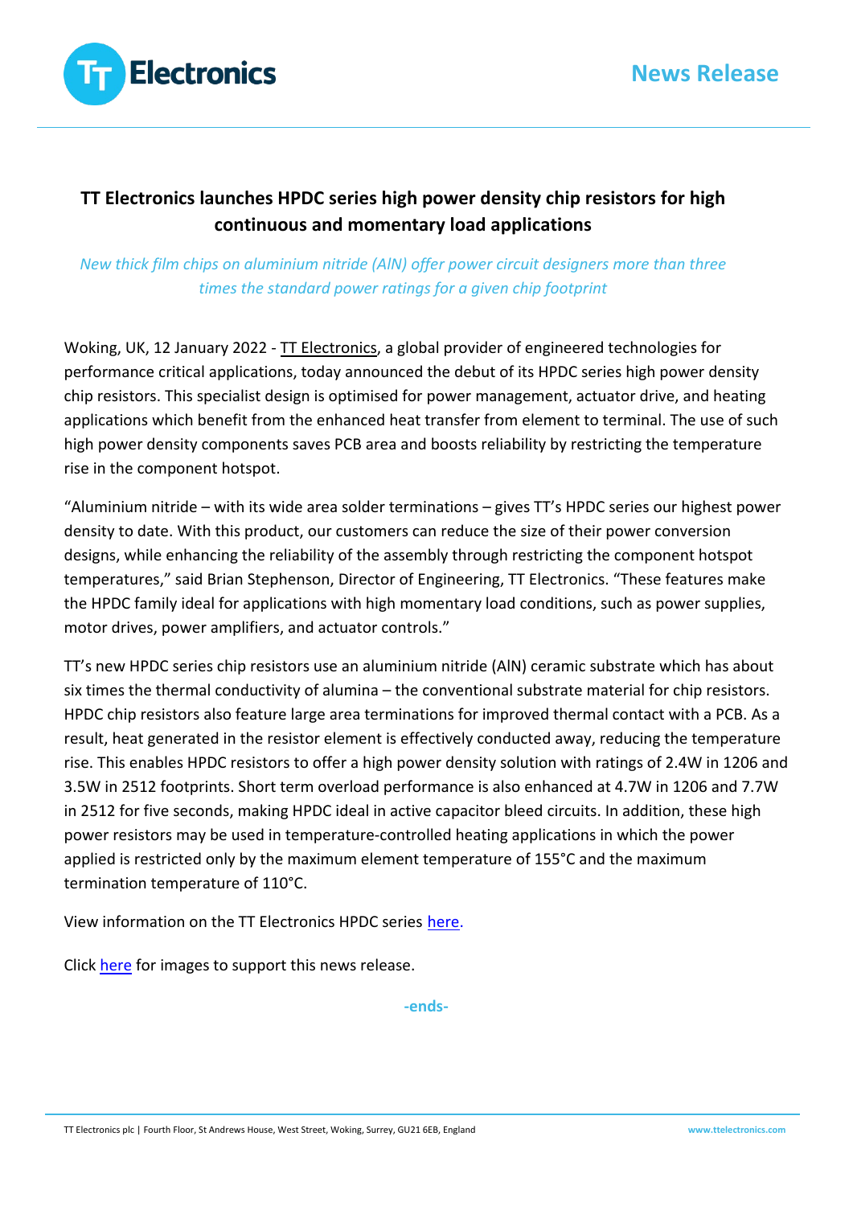News Release

# TT Electronics launches HPDC series high power density chip resistors for high continuous and momentary load applications

*New thick film chips on aluminium nitride (AlN) offer power circuit designers more than three times the standard power ratings for a given chip footprint*

Woking, UK, 12 January 2022 - TT Electronics, a global provider of engineered technologies for performance critical applications, today announced the debut of its HPDC series high power density chip resistors. This specialist design is optimised for power management, actuator drive, and heating applications which benefit from the enhanced heat transfer from element to terminal. The use of such high power density components saves PCB area and boosts reliability by restricting the temperature rise in the component hotspot.

"Aluminium nitride – with its wide area solder terminations – gives TT's HPDC series our highest power density to date. With this product, our customers can reduce the size of their power conversion designs, while enhancing the reliability of the assembly through restricting the component hotspot temperatures," said Brian Stephenson, Director of Engineering, TT Electronics. "These features make the HPDC family ideal for applications with high momentary load conditions, such as power supplies, motor drives, power amplifiers, and actuator controls."

TT's new HPDC series chip resistors use an aluminium nitride (AlN) ceramic substrate which has about six times the thermal conductivity of alumina – the conventional substrate material for chip resistors. HPDC chip resistors also feature large area terminations for improved thermal contact with a PCB. As a result, heat generated in the resistor element is effectively conducted away, reducing the temperature rise. This enables HPDC resistors to offer a high power density solution with ratings of 2.4W in 1206 and 3.5W in 2512 footprints. Short term overload performance is also enhanced at 4.7W in 1206 and 7.7W in 2512 for five seconds, making HPDC ideal in active capacitor bleed circuits. In addition, these high power resistors may be used in temperature-controlled heating applications in which the power applied is restricted only by the maximum element temperature of 155°C and the maximum termination temperature of 110°C.

View information on the TT Electronics HPDC series here.

Click here for images to support this news release.

-ends-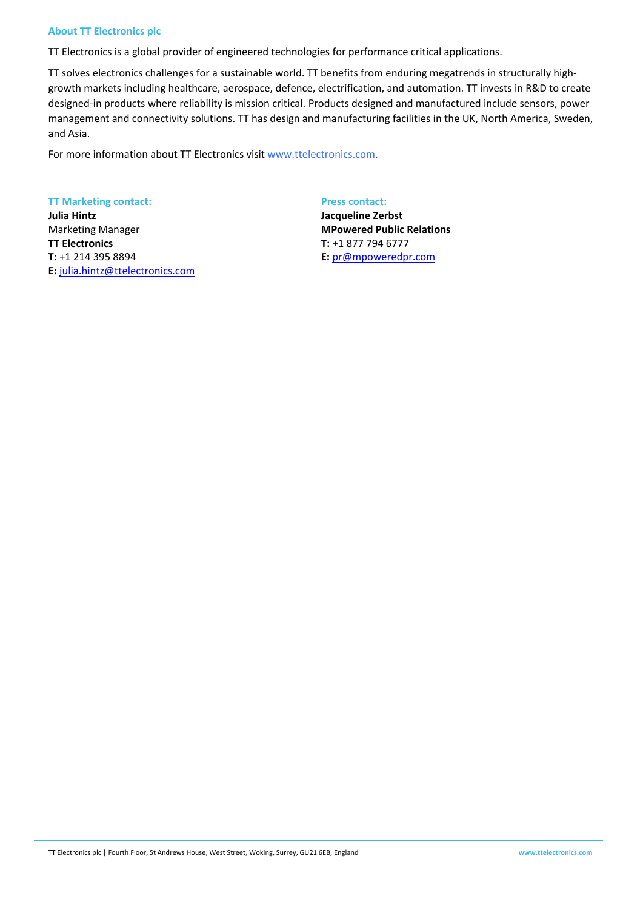## About TT Electronics plc

TT Electronics is a global provider of engineered technologies for performance critical applications.

TT solves electronics challenges for a sustainable world. TT benefits from enduring megatrends in structurally high-growth markets including healthcare, aerospace, defence, electrification, and automation. TT invests in R&D to create designed-in products where reliability is mission critical. Products designed and manufactured include sensors, power management and connectivity solutions. TT has design and manufacturing facilities in the UK, North America, Sweden, and Asia.

For more information about TT Electronics visit www.ttelectronics.com.

**TT Marketing contact:**
**Julia Hintz**
Marketing Manager
**TT Electronics**
**T**: +1 214 395 8894
**E:** julia.hintz@ttelectronics.com

**Press contact:**
**Jacqueline Zerbst**
**MPowered Public Relations**
**T:** +1 877 794 6777
**E:** pr@mpoweredpr.com

TT Electronics plc | Fourth Floor, St Andrews House, West Street, Woking, Surrey, GU21 6EB, England

www.ttelectronics.com